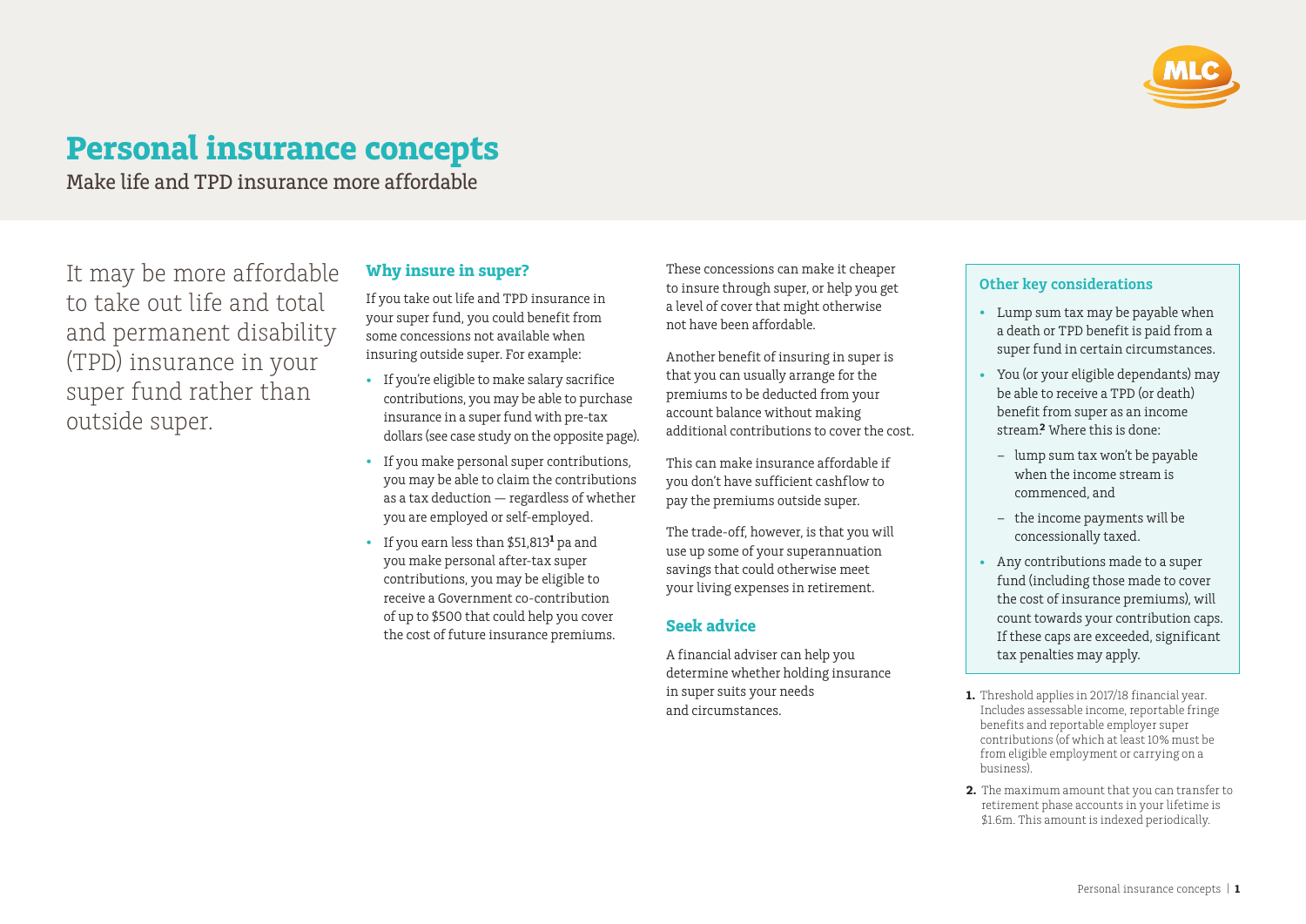# Personal insurance concepts

Make life and TPD insurance more affordable

It may be more affordable to take out life and total and permanent disability (TPD) insurance in your super fund rather than outside super.

## Why insure in super?

If you take out life and TPD insurance in your super fund, you could benefit from some concessions not available when insuring outside super. For example:

- If you're eligible to make salary sacrifice contributions, you may be able to purchase insurance in a super fund with pre-tax dollars (see case study on the opposite page).
- If you make personal super contributions, you may be able to claim the contributions as a tax deduction — regardless of whether you are employed or self-employed.
- If you earn less than $51,813[1] pa and you make personal after-tax super contributions, you may be eligible to receive a Government co-contribution of up to $500 that could help you cover the cost of future insurance premiums.

These concessions can make it cheaper to insure through super, or help you get a level of cover that might otherwise not have been affordable.

Another benefit of insuring in super is that you can usually arrange for the premiums to be deducted from your account balance without making additional contributions to cover the cost.

This can make insurance affordable if you don't have sufficient cashflow to pay the premiums outside super.

The trade-off, however, is that you will use up some of your superannuation savings that could otherwise meet your living expenses in retirement.

## Seek advice

A financial adviser can help you determine whether holding insurance in super suits your needs and circumstances.

### Other key considerations

- Lump sum tax may be payable when a death or TPD benefit is paid from a super fund in certain circumstances.
- You (or your eligible dependants) may be able to receive a TPD (or death) benefit from super as an income stream.[2] Where this is done:
  - lump sum tax won't be payable when the income stream is commenced, and
  - the income payments will be concessionally taxed.
- Any contributions made to a super fund (including those made to cover the cost of insurance premiums), will count towards your contribution caps. If these caps are exceeded, significant tax penalties may apply.

1. Threshold applies in 2017/18 financial year. Includes assessable income, reportable fringe benefits and reportable employer super contributions (of which at least 10% must be from eligible employment or carrying on a business).
2. The maximum amount that you can transfer to retirement phase accounts in your lifetime is $1.6m. This amount is indexed periodically.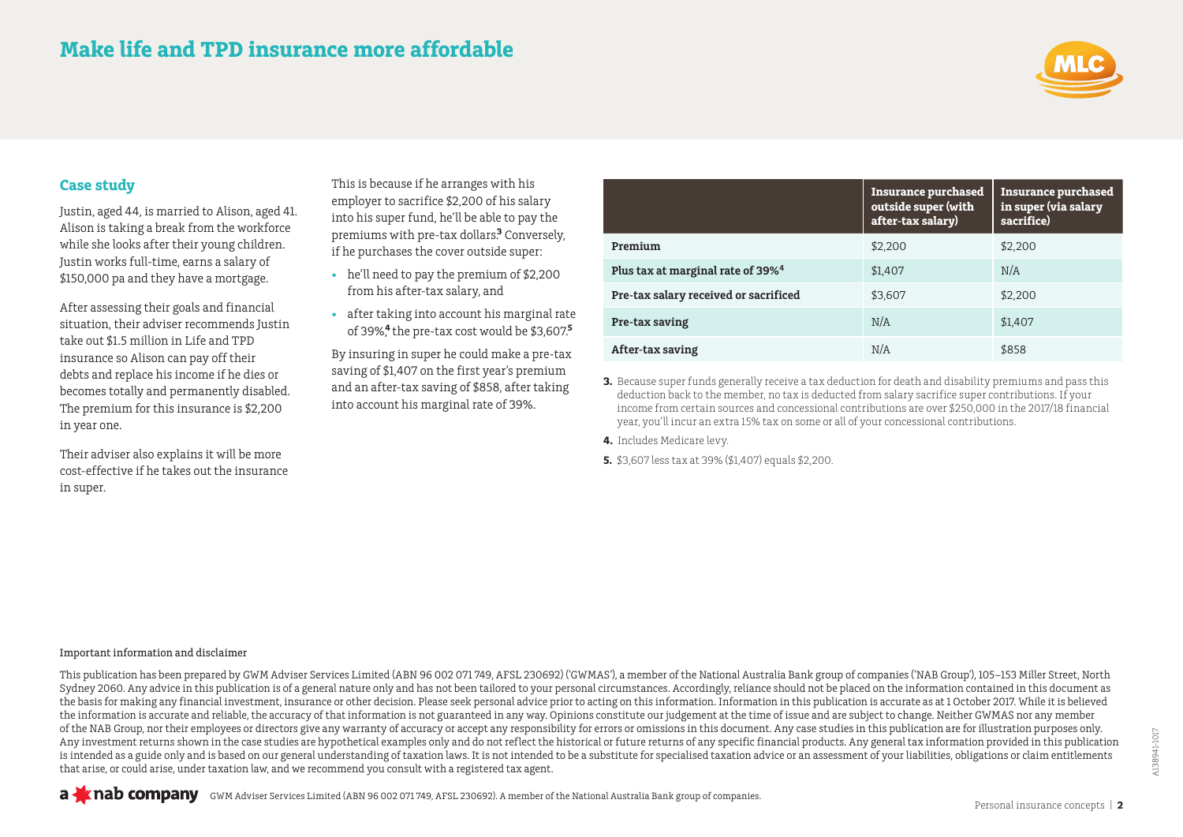# Make life and TPD insurance more affordable

## Case study

Justin, aged 44, is married to Alison, aged 41. Alison is taking a break from the workforce while she looks after their young children. Justin works full-time, earns a salary of $150,000 pa and they have a mortgage.

After assessing their goals and financial situation, their adviser recommends Justin take out $1.5 million in Life and TPD insurance so Alison can pay off their debts and replace his income if he dies or becomes totally and permanently disabled. The premium for this insurance is $2,200 in year one.

Their adviser also explains it will be more cost-effective if he takes out the insurance in super.

This is because if he arranges with his employer to sacrifice $2,200 of his salary into his super fund, he'll be able to pay the premiums with pre-tax dollars[3] Conversely, if he purchases the cover outside super:

- he'll need to pay the premium of $2,200 from his after-tax salary, and
- after taking into account his marginal rate of 39%,[4] the pre-tax cost would be $3,607.[5]

By insuring in super he could make a pre-tax saving of $1,407 on the first year's premium and an after-tax saving of $858, after taking into account his marginal rate of 39%.

| | Insurance purchased outside super (with after-tax salary) | Insurance purchased in super (via salary sacrifice) |
|---|---|---|
| **Premium** | $2,200 | $2,200 |
| **Plus tax at marginal rate of 39%[4]** | $1,407 | N/A |
| **Pre-tax salary received or sacrificed** | $3,607 | $2,200 |
| **Pre-tax saving** | N/A | $1,407 |
| **After-tax saving** | N/A | $858 |

**3.** Because super funds generally receive a tax deduction for death and disability premiums and pass this deduction back to the member, no tax is deducted from salary sacrifice super contributions. If your income from certain sources and concessional contributions are over $250,000 in the 2017/18 financial year, you'll incur an extra 15% tax on some or all of your concessional contributions.

**4.** Includes Medicare levy.

**5.** $3,607 less tax at 39% ($1,407) equals $2,200.

Important information and disclaimer

This publication has been prepared by GWM Adviser Services Limited (ABN 96 002 071 749, AFSL 230692) ('GWMAS'), a member of the National Australia Bank group of companies ('NAB Group'), 105–153 Miller Street, North Sydney 2060. Any advice in this publication is of a general nature only and has not been tailored to your personal circumstances. Accordingly, reliance should not be placed on the information contained in this document as the basis for making any financial investment, insurance or other decision. Please seek personal advice prior to acting on this information. Information in this publication is accurate as at 1 October 2017. While it is believed the information is accurate and reliable, the accuracy of that information is not guaranteed in any way. Opinions constitute our judgement at the time of issue and are subject to change. Neither GWMAS nor any member of the NAB Group, nor their employees or directors give any warranty of accuracy or accept any responsibility for errors or omissions in this document. Any case studies in this publication are for illustration purposes only. Any investment returns shown in the case studies are hypothetical examples only and do not reflect the historical or future returns of any specific financial products. Any general tax information provided in this publication is intended as a guide only and is based on our general understanding of taxation laws. It is not intended to be a substitute for specialised taxation advice or an assessment of your liabilities, obligations or claim entitlements that arise, or could arise, under taxation law, and we recommend you consult with a registered tax agent.

GWM Adviser Services Limited (ABN 96 002 071 749, AFSL 230692). A member of the National Australia Bank group of companies.

A138941-1017